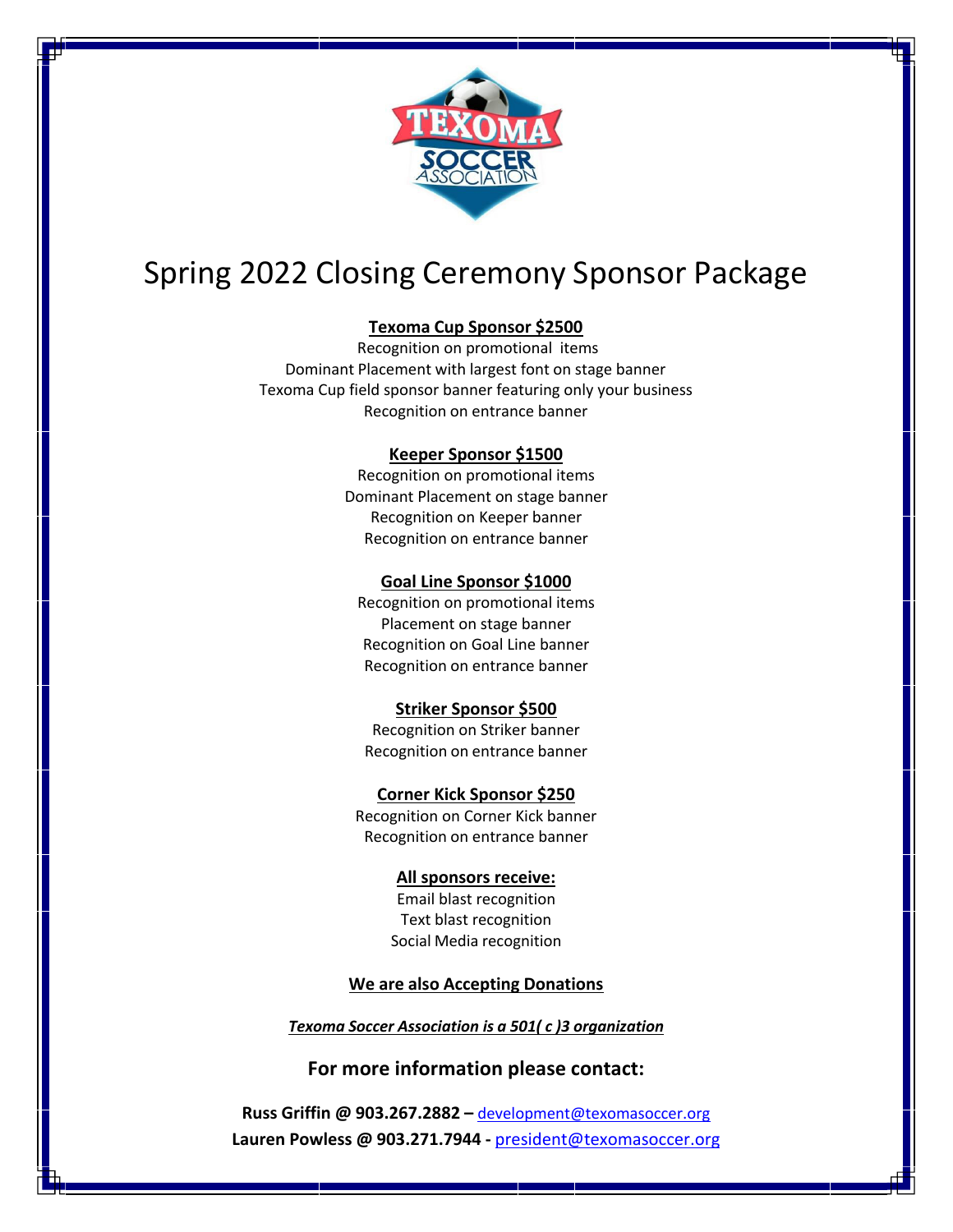# Spring 2022 Closing Ceremony Sponsor Package

**Texoma Cup Sponsor $2500**

Recognition on promotional items
Dominant Placement with largest font on stage banner
Texoma Cup field sponsor banner featuring only your business
Recognition on entrance banner

**Keeper Sponsor $1500**

Recognition on promotional items
Dominant Placement on stage banner
Recognition on Keeper banner
Recognition on entrance banner

**Goal Line Sponsor $1000**

Recognition on promotional items
Placement on stage banner
Recognition on Goal Line banner
Recognition on entrance banner

**Striker Sponsor $500**

Recognition on Striker banner
Recognition on entrance banner

**Corner Kick Sponsor $250**

Recognition on Corner Kick banner
Recognition on entrance banner

**All sponsors receive:**

Email blast recognition
Text blast recognition
Social Media recognition

**We are also Accepting Donations**

***Texoma Soccer Association is a 501( c )3 organization***

**For more information please contact:**

**Russ Griffin @ 903.267.2882 –** development@texomasoccer.org
**Lauren Powless @ 903.271.7944 -** president@texomasoccer.org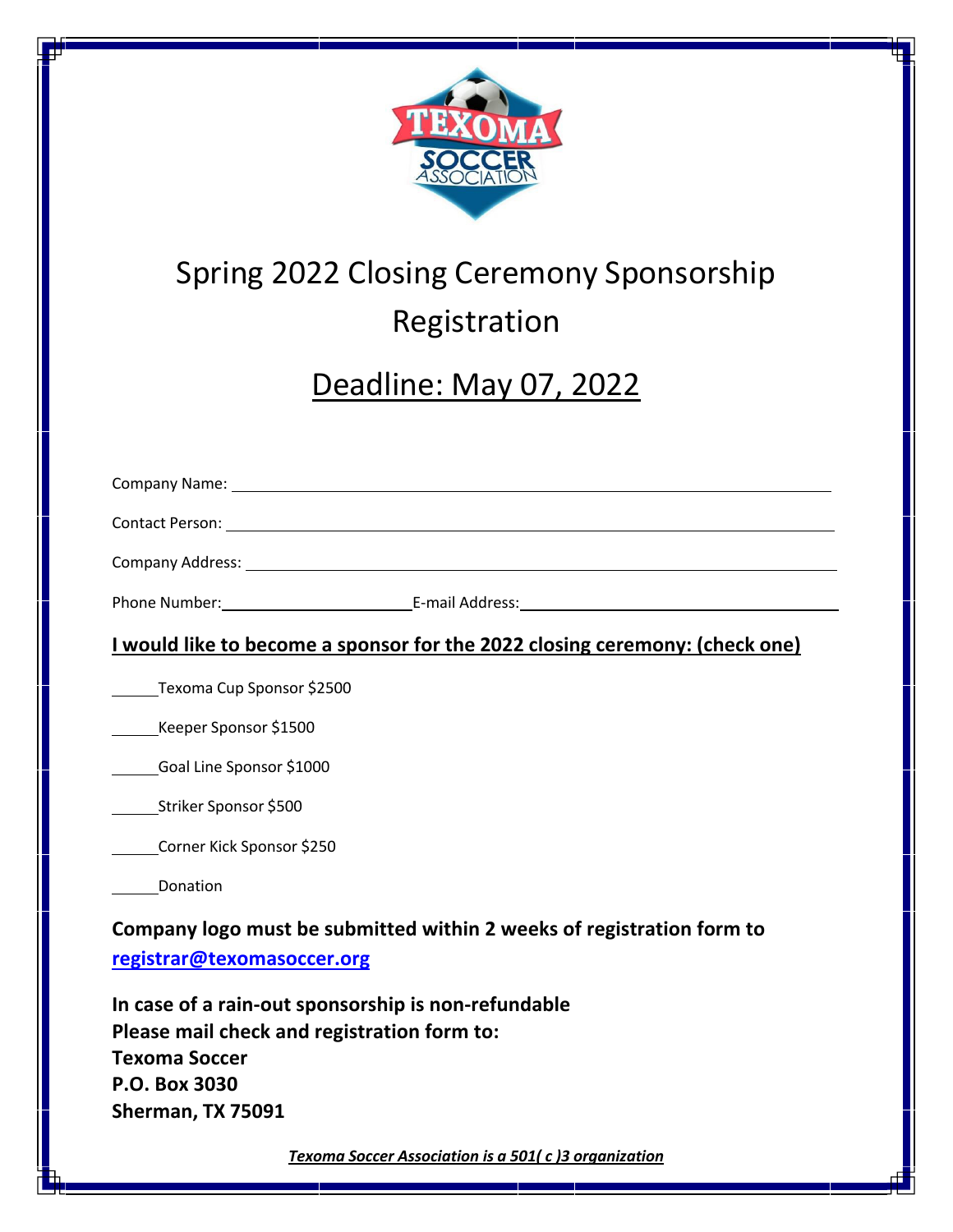# Spring 2022 Closing Ceremony Sponsorship Registration

## Deadline: May 07, 2022

Company Name: \_\_\_\_\_\_\_\_\_\_\_\_\_\_\_\_\_\_\_\_\_\_\_\_\_\_\_\_\_\_\_\_\_\_\_\_\_\_\_\_

Contact Person: \_\_\_\_\_\_\_\_\_\_\_\_\_\_\_\_\_\_\_\_\_\_\_\_\_\_\_\_\_\_\_\_\_\_\_\_\_\_\_\_

Company Address: \_\_\_\_\_\_\_\_\_\_\_\_\_\_\_\_\_\_\_\_\_\_\_\_\_\_\_\_\_\_\_\_\_\_\_\_\_\_\_\_

Phone Number: \_\_\_\_\_\_\_\_\_\_\_\_\_\_\_\_\_\_\_\_ E-mail Address: \_\_\_\_\_\_\_\_\_\_\_\_\_\_\_\_\_\_\_\_

**I would like to become a sponsor for the 2022 closing ceremony: (check one)**

\_\_\_\_\_\_ Texoma Cup Sponsor $2500

\_\_\_\_\_\_ Keeper Sponsor $1500

\_\_\_\_\_\_ Goal Line Sponsor $1000

\_\_\_\_\_\_ Striker Sponsor $500

\_\_\_\_\_\_ Corner Kick Sponsor $250

\_\_\_\_\_\_ Donation

**Company logo must be submitted within 2 weeks of registration form to registrar@texomasoccer.org**

**In case of a rain-out sponsorship is non-refundable**
**Please mail check and registration form to:**
**Texoma Soccer**
**P.O. Box 3030**
**Sherman, TX 75091**

***Texoma Soccer Association is a 501( c )3 organization***